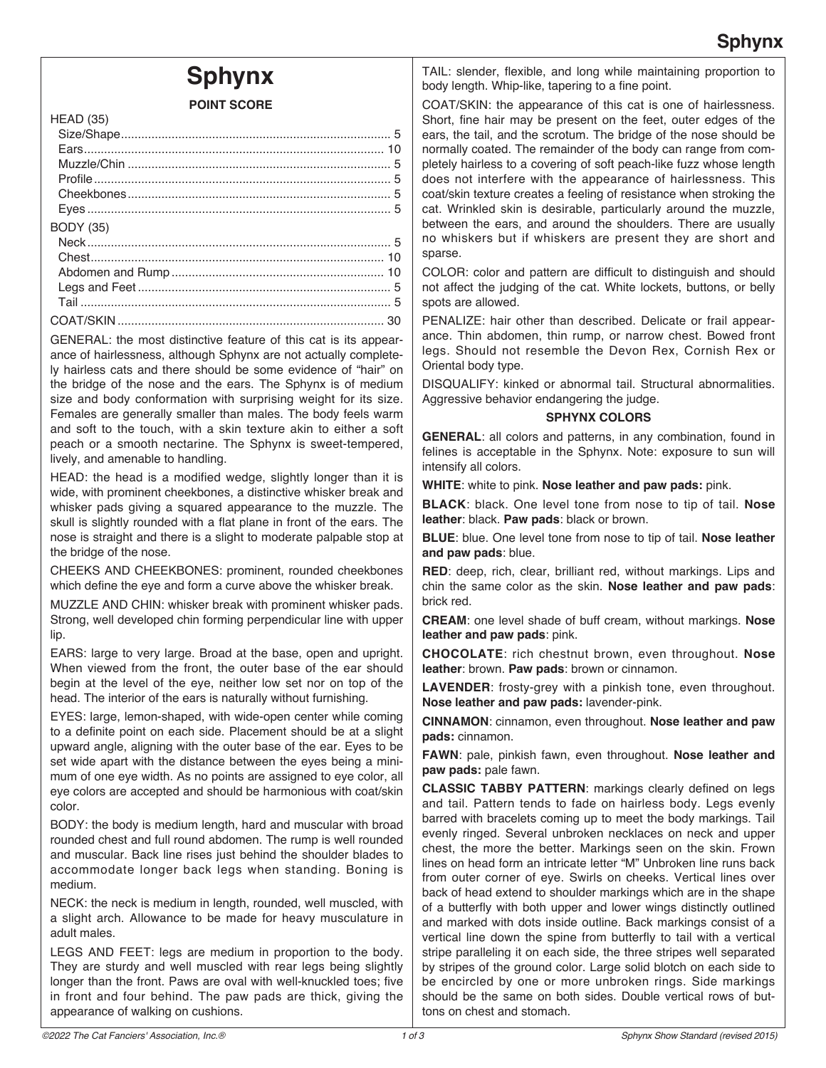# Sphynx

## POINT SCORE

| | |
|---|---|
| HEAD (35) | |
| Size/Shape | 5 |
| Ears | 10 |
| Muzzle/Chin | 5 |
| Profile | 5 |
| Cheekbones | 5 |
| Eyes | 5 |
| BODY (35) | |
| Neck | 5 |
| Chest | 10 |
| Abdomen and Rump | 10 |
| Legs and Feet | 5 |
| Tail | 5 |
| COAT/SKIN | 30 |

GENERAL: the most distinctive feature of this cat is its appearance of hairlessness, although Sphynx are not actually completely hairless cats and there should be some evidence of "hair" on the bridge of the nose and the ears. The Sphynx is of medium size and body conformation with surprising weight for its size. Females are generally smaller than males. The body feels warm and soft to the touch, with a skin texture akin to either a soft peach or a smooth nectarine. The Sphynx is sweet-tempered, lively, and amenable to handling.

HEAD: the head is a modified wedge, slightly longer than it is wide, with prominent cheekbones, a distinctive whisker break and whisker pads giving a squared appearance to the muzzle. The skull is slightly rounded with a flat plane in front of the ears. The nose is straight and there is a slight to moderate palpable stop at the bridge of the nose.

CHEEKS AND CHEEKBONES: prominent, rounded cheekbones which define the eye and form a curve above the whisker break.

MUZZLE AND CHIN: whisker break with prominent whisker pads. Strong, well developed chin forming perpendicular line with upper lip.

EARS: large to very large. Broad at the base, open and upright. When viewed from the front, the outer base of the ear should begin at the level of the eye, neither low set nor on top of the head. The interior of the ears is naturally without furnishing.

EYES: large, lemon-shaped, with wide-open center while coming to a definite point on each side. Placement should be at a slight upward angle, aligning with the outer base of the ear. Eyes to be set wide apart with the distance between the eyes being a minimum of one eye width. As no points are assigned to eye color, all eye colors are accepted and should be harmonious with coat/skin color.

BODY: the body is medium length, hard and muscular with broad rounded chest and full round abdomen. The rump is well rounded and muscular. Back line rises just behind the shoulder blades to accommodate longer back legs when standing. Boning is medium.

NECK: the neck is medium in length, rounded, well muscled, with a slight arch. Allowance to be made for heavy musculature in adult males.

LEGS AND FEET: legs are medium in proportion to the body. They are sturdy and well muscled with rear legs being slightly longer than the front. Paws are oval with well-knuckled toes; five in front and four behind. The paw pads are thick, giving the appearance of walking on cushions.

TAIL: slender, flexible, and long while maintaining proportion to body length. Whip-like, tapering to a fine point.

COAT/SKIN: the appearance of this cat is one of hairlessness. Short, fine hair may be present on the feet, outer edges of the ears, the tail, and the scrotum. The bridge of the nose should be normally coated. The remainder of the body can range from completely hairless to a covering of soft peach-like fuzz whose length does not interfere with the appearance of hairlessness. This coat/skin texture creates a feeling of resistance when stroking the cat. Wrinkled skin is desirable, particularly around the muzzle, between the ears, and around the shoulders. There are usually no whiskers but if whiskers are present they are short and sparse.

COLOR: color and pattern are difficult to distinguish and should not affect the judging of the cat. White lockets, buttons, or belly spots are allowed.

PENALIZE: hair other than described. Delicate or frail appearance. Thin abdomen, thin rump, or narrow chest. Bowed front legs. Should not resemble the Devon Rex, Cornish Rex or Oriental body type.

DISQUALIFY: kinked or abnormal tail. Structural abnormalities. Aggressive behavior endangering the judge.

## SPHYNX COLORS

**GENERAL**: all colors and patterns, in any combination, found in felines is acceptable in the Sphynx. Note: exposure to sun will intensify all colors.

**WHITE**: white to pink. **Nose leather and paw pads:** pink.

**BLACK**: black. One level tone from nose to tip of tail. **Nose leather**: black. **Paw pads**: black or brown.

**BLUE**: blue. One level tone from nose to tip of tail. **Nose leather and paw pads**: blue.

**RED**: deep, rich, clear, brilliant red, without markings. Lips and chin the same color as the skin. **Nose leather and paw pads**: brick red.

**CREAM**: one level shade of buff cream, without markings. **Nose leather and paw pads**: pink.

**CHOCOLATE**: rich chestnut brown, even throughout. **Nose leather**: brown. **Paw pads**: brown or cinnamon.

**LAVENDER**: frosty-grey with a pinkish tone, even throughout. **Nose leather and paw pads:** lavender-pink.

**CINNAMON**: cinnamon, even throughout. **Nose leather and paw pads:** cinnamon.

**FAWN**: pale, pinkish fawn, even throughout. **Nose leather and paw pads:** pale fawn.

**CLASSIC TABBY PATTERN**: markings clearly defined on legs and tail. Pattern tends to fade on hairless body. Legs evenly barred with bracelets coming up to meet the body markings. Tail evenly ringed. Several unbroken necklaces on neck and upper chest, the more the better. Markings seen on the skin. Frown lines on head form an intricate letter "M" Unbroken line runs back from outer corner of eye. Swirls on cheeks. Vertical lines over back of head extend to shoulder markings which are in the shape of a butterfly with both upper and lower wings distinctly outlined and marked with dots inside outline. Back markings consist of a vertical line down the spine from butterfly to tail with a vertical stripe paralleling it on each side, the three stripes well separated by stripes of the ground color. Large solid blotch on each side to be encircled by one or more unbroken rings. Side markings should be the same on both sides. Double vertical rows of buttons on chest and stomach.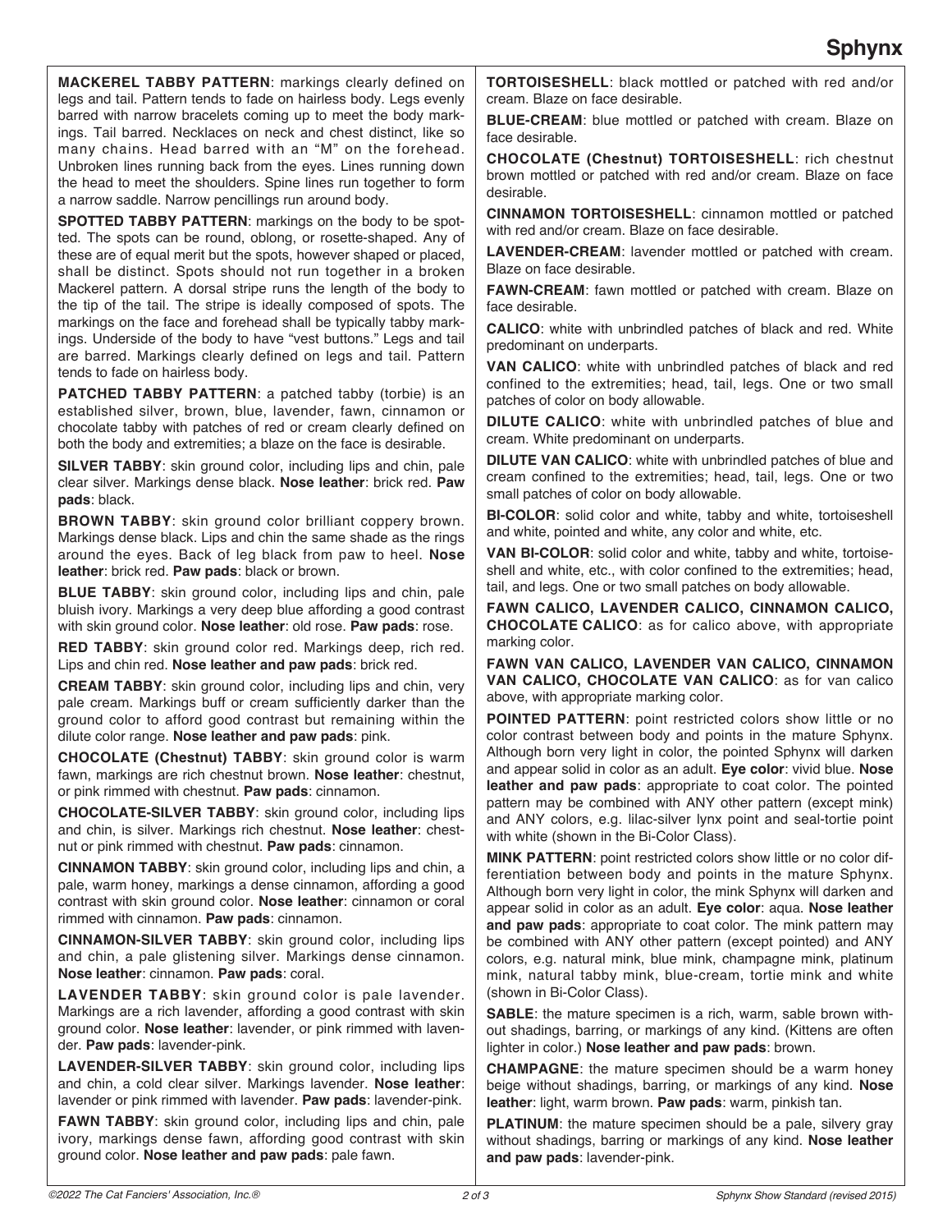**MACKEREL TABBY PATTERN**: markings clearly defined on legs and tail. Pattern tends to fade on hairless body. Legs evenly barred with narrow bracelets coming up to meet the body markings. Tail barred. Necklaces on neck and chest distinct, like so many chains. Head barred with an "M" on the forehead. Unbroken lines running back from the eyes. Lines running down the head to meet the shoulders. Spine lines run together to form a narrow saddle. Narrow pencillings run around body.

**SPOTTED TABBY PATTERN**: markings on the body to be spotted. The spots can be round, oblong, or rosette-shaped. Any of these are of equal merit but the spots, however shaped or placed, shall be distinct. Spots should not run together in a broken Mackerel pattern. A dorsal stripe runs the length of the body to the tip of the tail. The stripe is ideally composed of spots. The markings on the face and forehead shall be typically tabby markings. Underside of the body to have "vest buttons." Legs and tail are barred. Markings clearly defined on legs and tail. Pattern tends to fade on hairless body.

**PATCHED TABBY PATTERN**: a patched tabby (torbie) is an established silver, brown, blue, lavender, fawn, cinnamon or chocolate tabby with patches of red or cream clearly defined on both the body and extremities; a blaze on the face is desirable.

**SILVER TABBY**: skin ground color, including lips and chin, pale clear silver. Markings dense black. **Nose leather**: brick red. **Paw pads**: black.

**BROWN TABBY**: skin ground color brilliant coppery brown. Markings dense black. Lips and chin the same shade as the rings around the eyes. Back of leg black from paw to heel. **Nose leather**: brick red. **Paw pads**: black or brown.

**BLUE TABBY**: skin ground color, including lips and chin, pale bluish ivory. Markings a very deep blue affording a good contrast with skin ground color. **Nose leather**: old rose. **Paw pads**: rose.

**RED TABBY**: skin ground color red. Markings deep, rich red. Lips and chin red. **Nose leather and paw pads**: brick red.

**CREAM TABBY**: skin ground color, including lips and chin, very pale cream. Markings buff or cream sufficiently darker than the ground color to afford good contrast but remaining within the dilute color range. **Nose leather and paw pads**: pink.

**CHOCOLATE (Chestnut) TABBY**: skin ground color is warm fawn, markings are rich chestnut brown. **Nose leather**: chestnut, or pink rimmed with chestnut. **Paw pads**: cinnamon.

**CHOCOLATE-SILVER TABBY**: skin ground color, including lips and chin, is silver. Markings rich chestnut. **Nose leather**: chestnut or pink rimmed with chestnut. **Paw pads**: cinnamon.

**CINNAMON TABBY**: skin ground color, including lips and chin, a pale, warm honey, markings a dense cinnamon, affording a good contrast with skin ground color. **Nose leather**: cinnamon or coral rimmed with cinnamon. **Paw pads**: cinnamon.

**CINNAMON-SILVER TABBY**: skin ground color, including lips and chin, a pale glistening silver. Markings dense cinnamon. **Nose leather**: cinnamon. **Paw pads**: coral.

**LAVENDER TABBY**: skin ground color is pale lavender. Markings are a rich lavender, affording a good contrast with skin ground color. **Nose leather**: lavender, or pink rimmed with lavender. **Paw pads**: lavender-pink.

**LAVENDER-SILVER TABBY**: skin ground color, including lips and chin, a cold clear silver. Markings lavender. **Nose leather**: lavender or pink rimmed with lavender. **Paw pads**: lavender-pink.

**FAWN TABBY**: skin ground color, including lips and chin, pale ivory, markings dense fawn, affording good contrast with skin ground color. **Nose leather and paw pads**: pale fawn.

**TORTOISESHELL**: black mottled or patched with red and/or cream. Blaze on face desirable.

**BLUE-CREAM**: blue mottled or patched with cream. Blaze on face desirable.

**CHOCOLATE (Chestnut) TORTOISESHELL**: rich chestnut brown mottled or patched with red and/or cream. Blaze on face desirable.

**CINNAMON TORTOISESHELL**: cinnamon mottled or patched with red and/or cream. Blaze on face desirable.

**LAVENDER-CREAM**: lavender mottled or patched with cream. Blaze on face desirable.

**FAWN-CREAM**: fawn mottled or patched with cream. Blaze on face desirable.

**CALICO**: white with unbrindled patches of black and red. White predominant on underparts.

**VAN CALICO**: white with unbrindled patches of black and red confined to the extremities; head, tail, legs. One or two small patches of color on body allowable.

**DILUTE CALICO**: white with unbrindled patches of blue and cream. White predominant on underparts.

**DILUTE VAN CALICO**: white with unbrindled patches of blue and cream confined to the extremities; head, tail, legs. One or two small patches of color on body allowable.

**BI-COLOR**: solid color and white, tabby and white, tortoiseshell and white, pointed and white, any color and white, etc.

**VAN BI-COLOR**: solid color and white, tabby and white, tortoiseshell and white, etc., with color confined to the extremities; head, tail, and legs. One or two small patches on body allowable.

**FAWN CALICO, LAVENDER CALICO, CINNAMON CALICO, CHOCOLATE CALICO**: as for calico above, with appropriate marking color.

**FAWN VAN CALICO, LAVENDER VAN CALICO, CINNAMON VAN CALICO, CHOCOLATE VAN CALICO**: as for van calico above, with appropriate marking color.

**POINTED PATTERN**: point restricted colors show little or no color contrast between body and points in the mature Sphynx. Although born very light in color, the pointed Sphynx will darken and appear solid in color as an adult. **Eye color**: vivid blue. **Nose leather and paw pads**: appropriate to coat color. The pointed pattern may be combined with ANY other pattern (except mink) and ANY colors, e.g. lilac-silver lynx point and seal-tortie point with white (shown in the Bi-Color Class).

**MINK PATTERN**: point restricted colors show little or no color differentiation between body and points in the mature Sphynx. Although born very light in color, the mink Sphynx will darken and appear solid in color as an adult. **Eye color**: aqua. **Nose leather and paw pads**: appropriate to coat color. The mink pattern may be combined with ANY other pattern (except pointed) and ANY colors, e.g. natural mink, blue mink, champagne mink, platinum mink, natural tabby mink, blue-cream, tortie mink and white (shown in Bi-Color Class).

**SABLE**: the mature specimen is a rich, warm, sable brown without shadings, barring, or markings of any kind. (Kittens are often lighter in color.) **Nose leather and paw pads**: brown.

**CHAMPAGNE**: the mature specimen should be a warm honey beige without shadings, barring, or markings of any kind. **Nose leather**: light, warm brown. **Paw pads**: warm, pinkish tan.

**PLATINUM**: the mature specimen should be a pale, silvery gray without shadings, barring or markings of any kind. **Nose leather and paw pads**: lavender-pink.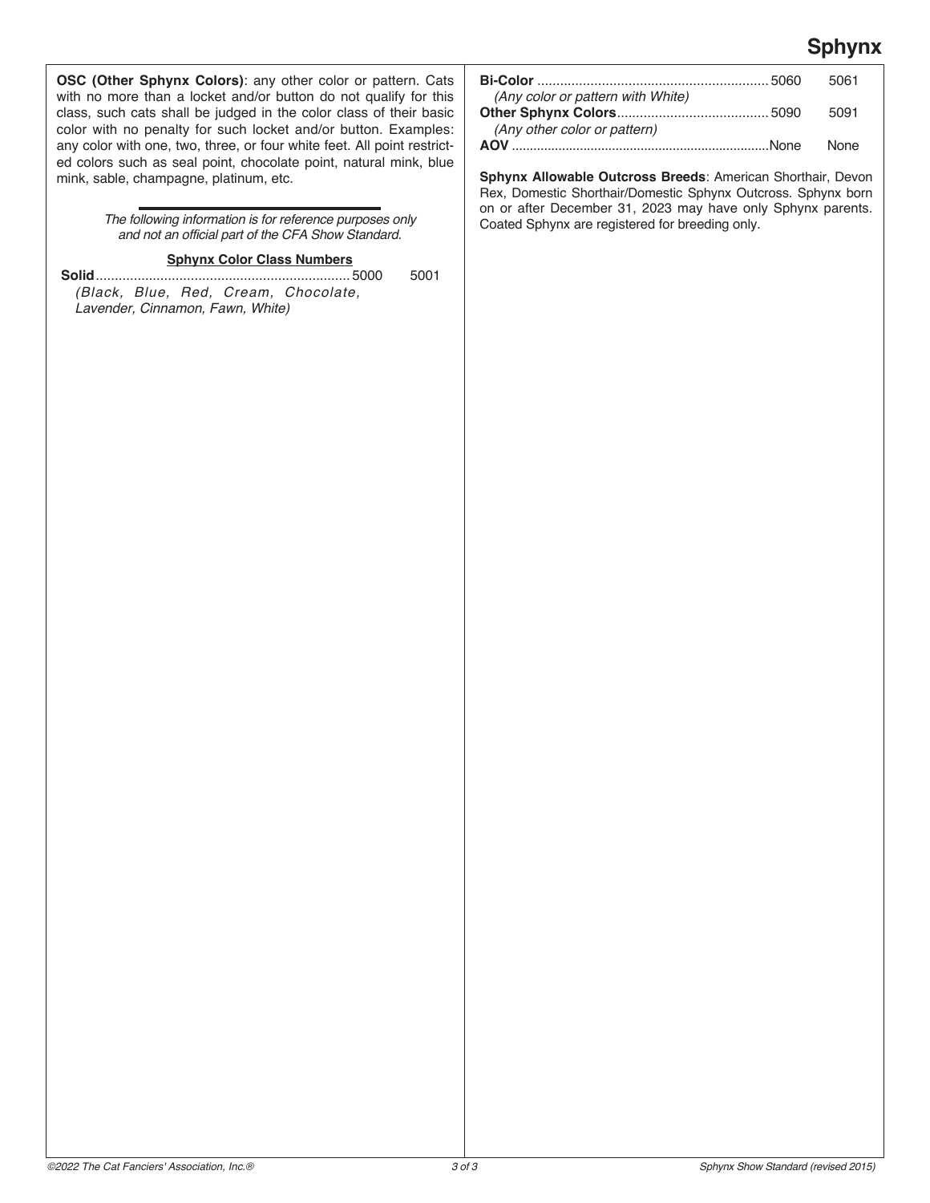**OSC (Other Sphynx Colors)**: any other color or pattern. Cats with no more than a locket and/or button do not qualify for this class, such cats shall be judged in the color class of their basic color with no penalty for such locket and/or button. Examples: any color with one, two, three, or four white feet. All point restricted colors such as seal point, chocolate point, natural mink, blue mink, sable, champagne, platinum, etc.

---

*The following information is for reference purposes only and not an official part of the CFA Show Standard.*

**Sphynx Color Class Numbers**

| | | |
|---|---|---|
| **Solid** *(Black, Blue, Red, Cream, Chocolate, Lavender, Cinnamon, Fawn, White)* | 5000 | 5001 |
| **Bi-Color** *(Any color or pattern with White)* | 5060 | 5061 |
| **Other Sphynx Colors** *(Any other color or pattern)* | 5090 | 5091 |
| **AOV** | None | None |

**Sphynx Allowable Outcross Breeds**: American Shorthair, Devon Rex, Domestic Shorthair/Domestic Sphynx Outcross. Sphynx born on or after December 31, 2023 may have only Sphynx parents. Coated Sphynx are registered for breeding only.